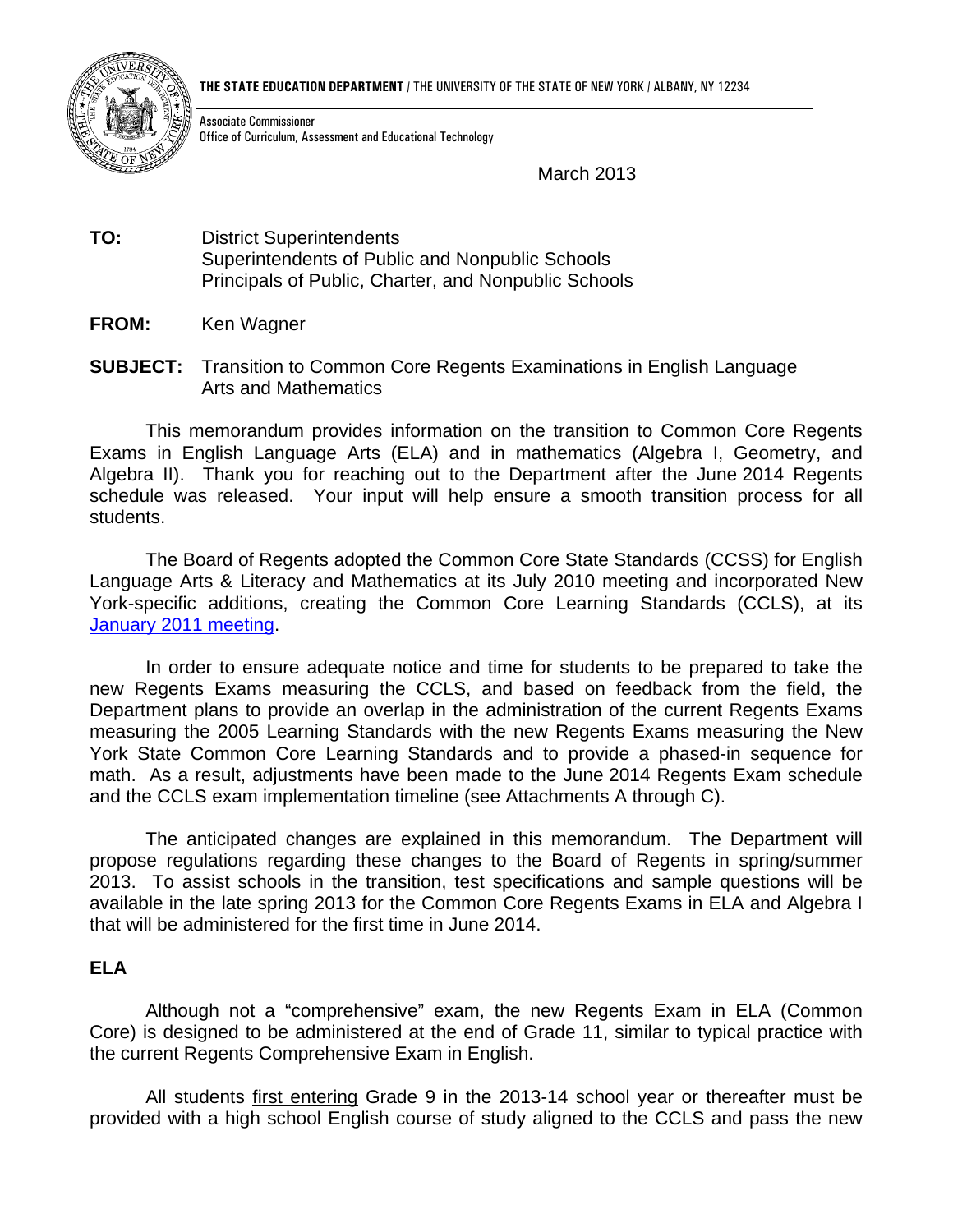**THE STATE EDUCATION DEPARTMENT** / THE UNIVERSITY OF THE STATE OF NEW YORK / ALBANY, NY 12234

Associate Commissioner
Office of Curriculum, Assessment and Educational Technology

March 2013

**TO:** District Superintendents
Superintendents of Public and Nonpublic Schools
Principals of Public, Charter, and Nonpublic Schools

**FROM:** Ken Wagner

**SUBJECT:** Transition to Common Core Regents Examinations in English Language Arts and Mathematics

This memorandum provides information on the transition to Common Core Regents Exams in English Language Arts (ELA) and in mathematics (Algebra I, Geometry, and Algebra II). Thank you for reaching out to the Department after the June 2014 Regents schedule was released. Your input will help ensure a smooth transition process for all students.

The Board of Regents adopted the Common Core State Standards (CCSS) for English Language Arts & Literacy and Mathematics at its July 2010 meeting and incorporated New York-specific additions, creating the Common Core Learning Standards (CCLS), at its January 2011 meeting.

In order to ensure adequate notice and time for students to be prepared to take the new Regents Exams measuring the CCLS, and based on feedback from the field, the Department plans to provide an overlap in the administration of the current Regents Exams measuring the 2005 Learning Standards with the new Regents Exams measuring the New York State Common Core Learning Standards and to provide a phased-in sequence for math. As a result, adjustments have been made to the June 2014 Regents Exam schedule and the CCLS exam implementation timeline (see Attachments A through C).

The anticipated changes are explained in this memorandum. The Department will propose regulations regarding these changes to the Board of Regents in spring/summer 2013. To assist schools in the transition, test specifications and sample questions will be available in the late spring 2013 for the Common Core Regents Exams in ELA and Algebra I that will be administered for the first time in June 2014.

## ELA

Although not a "comprehensive" exam, the new Regents Exam in ELA (Common Core) is designed to be administered at the end of Grade 11, similar to typical practice with the current Regents Comprehensive Exam in English.

All students first entering Grade 9 in the 2013-14 school year or thereafter must be provided with a high school English course of study aligned to the CCLS and pass the new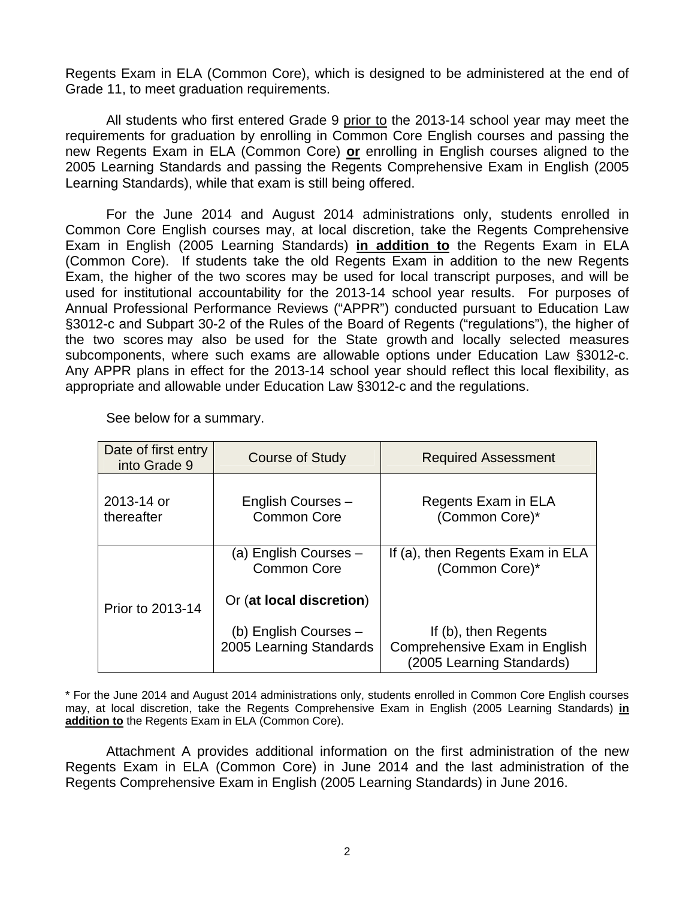Regents Exam in ELA (Common Core), which is designed to be administered at the end of Grade 11, to meet graduation requirements.

All students who first entered Grade 9 prior to the 2013-14 school year may meet the requirements for graduation by enrolling in Common Core English courses and passing the new Regents Exam in ELA (Common Core) **or** enrolling in English courses aligned to the 2005 Learning Standards and passing the Regents Comprehensive Exam in English (2005 Learning Standards), while that exam is still being offered.

For the June 2014 and August 2014 administrations only, students enrolled in Common Core English courses may, at local discretion, take the Regents Comprehensive Exam in English (2005 Learning Standards) **in addition to** the Regents Exam in ELA (Common Core). If students take the old Regents Exam in addition to the new Regents Exam, the higher of the two scores may be used for local transcript purposes, and will be used for institutional accountability for the 2013-14 school year results. For purposes of Annual Professional Performance Reviews ("APPR") conducted pursuant to Education Law §3012-c and Subpart 30-2 of the Rules of the Board of Regents ("regulations"), the higher of the two scores may also be used for the State growth and locally selected measures subcomponents, where such exams are allowable options under Education Law §3012-c. Any APPR plans in effect for the 2013-14 school year should reflect this local flexibility, as appropriate and allowable under Education Law §3012-c and the regulations.

See below for a summary.

| Date of first entry into Grade 9 | Course of Study | Required Assessment |
|---|---|---|
| 2013-14 or thereafter | English Courses – Common Core | Regents Exam in ELA (Common Core)* |
| Prior to 2013-14 | (a) English Courses – Common Core<br><br>Or (**at local discretion**)<br><br>(b) English Courses – 2005 Learning Standards | If (a), then Regents Exam in ELA (Common Core)*<br><br>If (b), then Regents Comprehensive Exam in English (2005 Learning Standards) |

* For the June 2014 and August 2014 administrations only, students enrolled in Common Core English courses may, at local discretion, take the Regents Comprehensive Exam in English (2005 Learning Standards) **in addition to** the Regents Exam in ELA (Common Core).

Attachment A provides additional information on the first administration of the new Regents Exam in ELA (Common Core) in June 2014 and the last administration of the Regents Comprehensive Exam in English (2005 Learning Standards) in June 2016.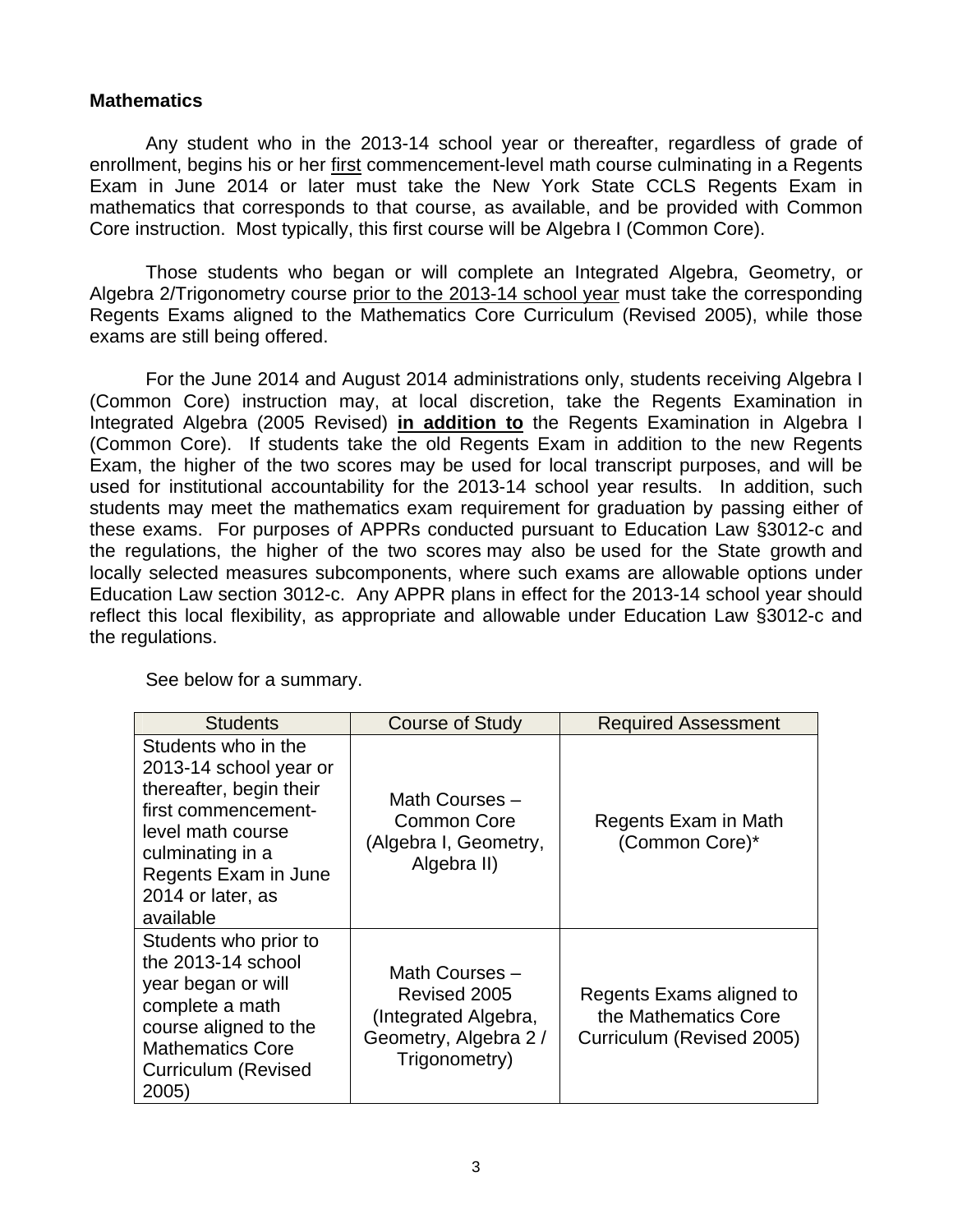### Mathematics

Any student who in the 2013-14 school year or thereafter, regardless of grade of enrollment, begins his or her <u>first</u> commencement-level math course culminating in a Regents Exam in June 2014 or later must take the New York State CCLS Regents Exam in mathematics that corresponds to that course, as available, and be provided with Common Core instruction. Most typically, this first course will be Algebra I (Common Core).

Those students who began or will complete an Integrated Algebra, Geometry, or Algebra 2/Trigonometry course <u>prior to the 2013-14 school year</u> must take the corresponding Regents Exams aligned to the Mathematics Core Curriculum (Revised 2005), while those exams are still being offered.

For the June 2014 and August 2014 administrations only, students receiving Algebra I (Common Core) instruction may, at local discretion, take the Regents Examination in Integrated Algebra (2005 Revised) **<u>in addition to</u>** the Regents Examination in Algebra I (Common Core). If students take the old Regents Exam in addition to the new Regents Exam, the higher of the two scores may be used for local transcript purposes, and will be used for institutional accountability for the 2013-14 school year results. In addition, such students may meet the mathematics exam requirement for graduation by passing either of these exams. For purposes of APPRs conducted pursuant to Education Law §3012-c and the regulations, the higher of the two scores may also be used for the State growth and locally selected measures subcomponents, where such exams are allowable options under Education Law section 3012-c. Any APPR plans in effect for the 2013-14 school year should reflect this local flexibility, as appropriate and allowable under Education Law §3012-c and the regulations.

See below for a summary.

| Students | Course of Study | Required Assessment |
|---|---|---|
| Students who in the 2013-14 school year or thereafter, begin their first commencement-level math course culminating in a Regents Exam in June 2014 or later, as available | Math Courses – Common Core (Algebra I, Geometry, Algebra II) | Regents Exam in Math (Common Core)* |
| Students who prior to the 2013-14 school year began or will complete a math course aligned to the Mathematics Core Curriculum (Revised 2005) | Math Courses – Revised 2005 (Integrated Algebra, Geometry, Algebra 2 / Trigonometry) | Regents Exams aligned to the Mathematics Core Curriculum (Revised 2005) |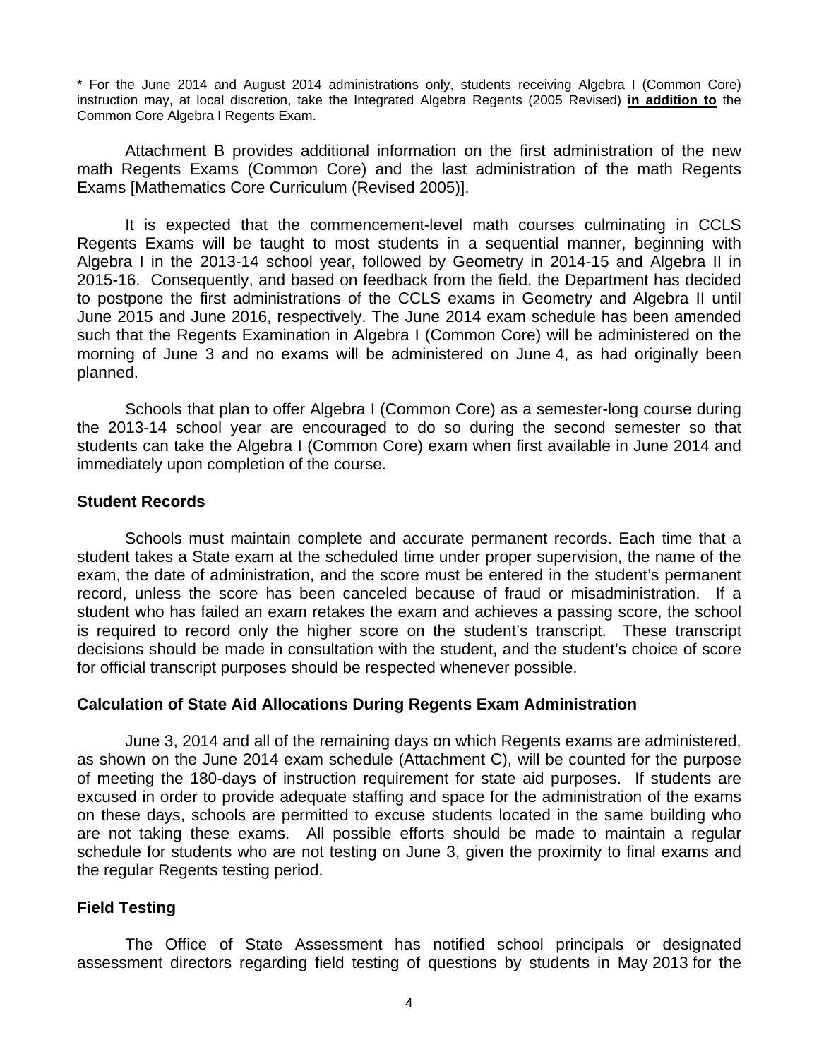* For the June 2014 and August 2014 administrations only, students receiving Algebra I (Common Core) instruction may, at local discretion, take the Integrated Algebra Regents (2005 Revised) **in addition to** the Common Core Algebra I Regents Exam.

Attachment B provides additional information on the first administration of the new math Regents Exams (Common Core) and the last administration of the math Regents Exams [Mathematics Core Curriculum (Revised 2005)].

It is expected that the commencement-level math courses culminating in CCLS Regents Exams will be taught to most students in a sequential manner, beginning with Algebra I in the 2013-14 school year, followed by Geometry in 2014-15 and Algebra II in 2015-16. Consequently, and based on feedback from the field, the Department has decided to postpone the first administrations of the CCLS exams in Geometry and Algebra II until June 2015 and June 2016, respectively. The June 2014 exam schedule has been amended such that the Regents Examination in Algebra I (Common Core) will be administered on the morning of June 3 and no exams will be administered on June 4, as had originally been planned.

Schools that plan to offer Algebra I (Common Core) as a semester-long course during the 2013-14 school year are encouraged to do so during the second semester so that students can take the Algebra I (Common Core) exam when first available in June 2014 and immediately upon completion of the course.

## Student Records

Schools must maintain complete and accurate permanent records. Each time that a student takes a State exam at the scheduled time under proper supervision, the name of the exam, the date of administration, and the score must be entered in the student's permanent record, unless the score has been canceled because of fraud or misadministration. If a student who has failed an exam retakes the exam and achieves a passing score, the school is required to record only the higher score on the student's transcript. These transcript decisions should be made in consultation with the student, and the student's choice of score for official transcript purposes should be respected whenever possible.

## Calculation of State Aid Allocations During Regents Exam Administration

June 3, 2014 and all of the remaining days on which Regents exams are administered, as shown on the June 2014 exam schedule (Attachment C), will be counted for the purpose of meeting the 180-days of instruction requirement for state aid purposes. If students are excused in order to provide adequate staffing and space for the administration of the exams on these days, schools are permitted to excuse students located in the same building who are not taking these exams. All possible efforts should be made to maintain a regular schedule for students who are not testing on June 3, given the proximity to final exams and the regular Regents testing period.

## Field Testing

The Office of State Assessment has notified school principals or designated assessment directors regarding field testing of questions by students in May 2013 for the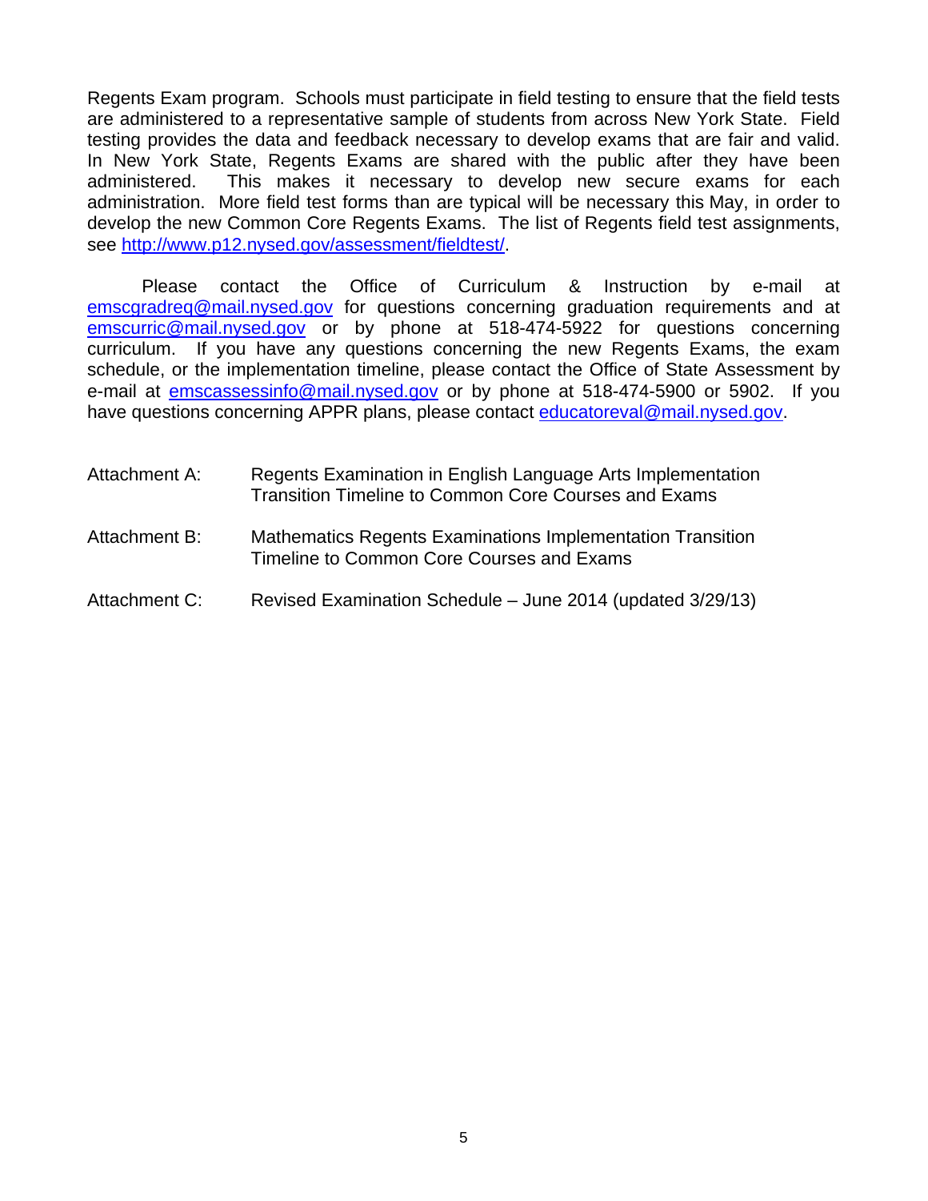Regents Exam program. Schools must participate in field testing to ensure that the field tests are administered to a representative sample of students from across New York State. Field testing provides the data and feedback necessary to develop exams that are fair and valid. In New York State, Regents Exams are shared with the public after they have been administered. This makes it necessary to develop new secure exams for each administration. More field test forms than are typical will be necessary this May, in order to develop the new Common Core Regents Exams. The list of Regents field test assignments, see http://www.p12.nysed.gov/assessment/fieldtest/.

Please contact the Office of Curriculum & Instruction by e-mail at emscgradreq@mail.nysed.gov for questions concerning graduation requirements and at emscurric@mail.nysed.gov or by phone at 518-474-5922 for questions concerning curriculum. If you have any questions concerning the new Regents Exams, the exam schedule, or the implementation timeline, please contact the Office of State Assessment by e-mail at emscassessinfo@mail.nysed.gov or by phone at 518-474-5900 or 5902. If you have questions concerning APPR plans, please contact educatoreval@mail.nysed.gov.

Attachment A: Regents Examination in English Language Arts Implementation Transition Timeline to Common Core Courses and Exams

Attachment B: Mathematics Regents Examinations Implementation Transition Timeline to Common Core Courses and Exams

Attachment C: Revised Examination Schedule – June 2014 (updated 3/29/13)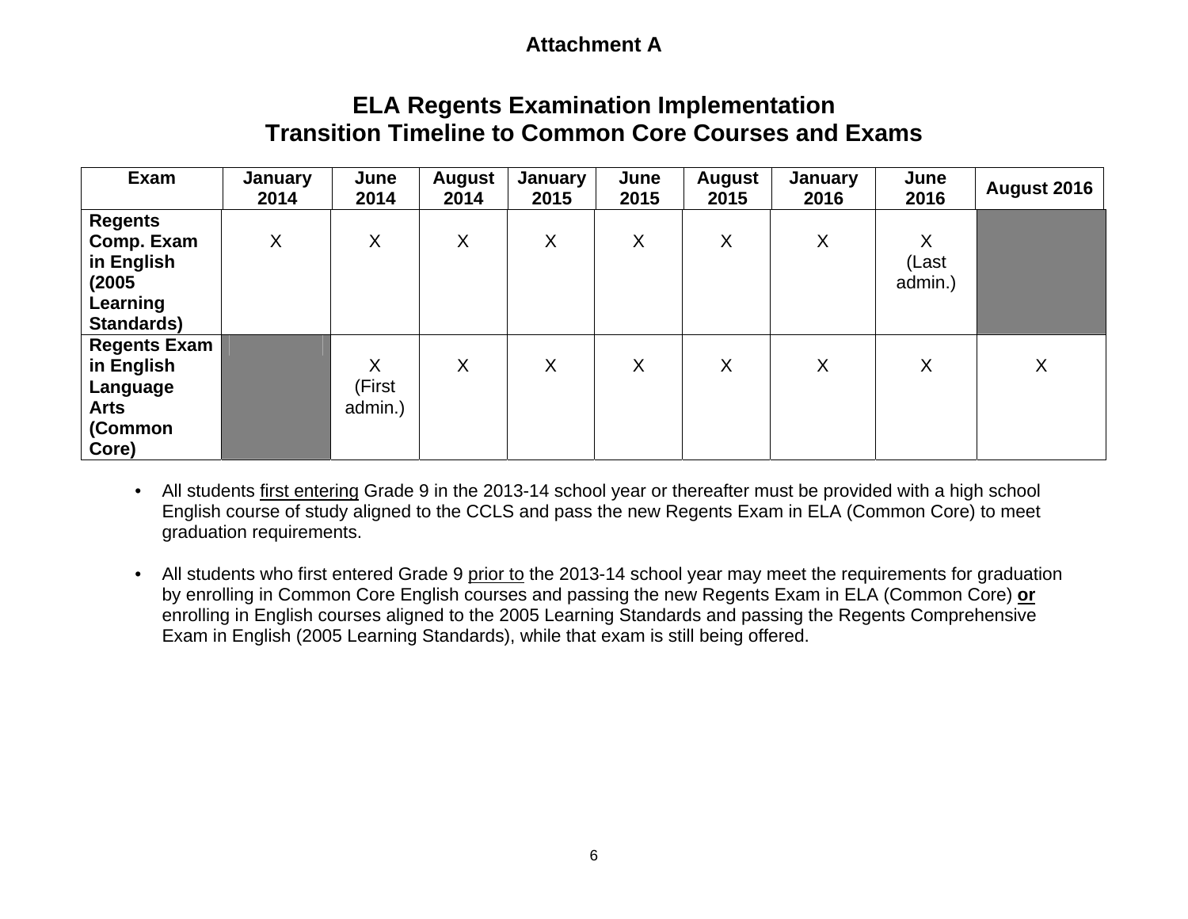**Attachment A**

# ELA Regents Examination Implementation Transition Timeline to Common Core Courses and Exams

| Exam | January 2014 | June 2014 | August 2014 | January 2015 | June 2015 | August 2015 | January 2016 | June 2016 | August 2016 |
|---|---|---|---|---|---|---|---|---|---|
| **Regents Comp. Exam in English (2005 Learning Standards)** | X | X | X | X | X | X | X | X (Last admin.) | |
| **Regents Exam in English Language Arts (Common Core)** | | X (First admin.) | X | X | X | X | X | X | X |

- All students <u>first entering</u> Grade 9 in the 2013-14 school year or thereafter must be provided with a high school English course of study aligned to the CCLS and pass the new Regents Exam in ELA (Common Core) to meet graduation requirements.

- All students who first entered Grade 9 <u>prior to</u> the 2013-14 school year may meet the requirements for graduation by enrolling in Common Core English courses and passing the new Regents Exam in ELA (Common Core) **<u>or</u>** enrolling in English courses aligned to the 2005 Learning Standards and passing the Regents Comprehensive Exam in English (2005 Learning Standards), while that exam is still being offered.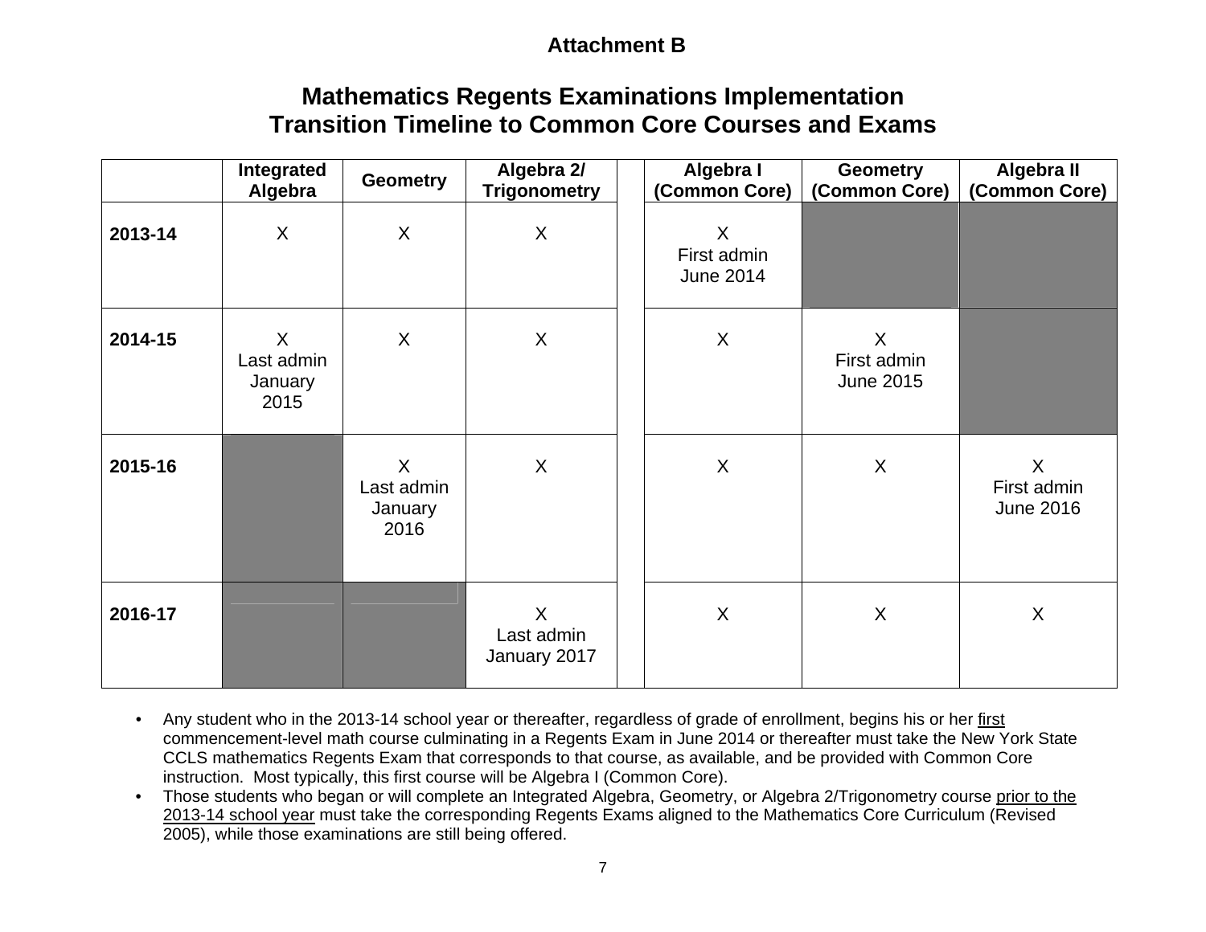# Attachment B

## Mathematics Regents Examinations Implementation Transition Timeline to Common Core Courses and Exams

| | Integrated Algebra | Geometry | Algebra 2/ Trigonometry | | Algebra I (Common Core) | Geometry (Common Core) | Algebra II (Common Core) |
|---|---|---|---|---|---|---|---|
| **2013-14** | X | X | X | | X First admin June 2014 | | |
| **2014-15** | X Last admin January 2015 | X | X | | X | X First admin June 2015 | |
| **2015-16** | | X Last admin January 2016 | X | | X | X | X First admin June 2016 |
| **2016-17** | | | X Last admin January 2017 | | X | X | X |

- Any student who in the 2013-14 school year or thereafter, regardless of grade of enrollment, begins his or her first commencement-level math course culminating in a Regents Exam in June 2014 or thereafter must take the New York State CCLS mathematics Regents Exam that corresponds to that course, as available, and be provided with Common Core instruction. Most typically, this first course will be Algebra I (Common Core).
- Those students who began or will complete an Integrated Algebra, Geometry, or Algebra 2/Trigonometry course prior to the 2013-14 school year must take the corresponding Regents Exams aligned to the Mathematics Core Curriculum (Revised 2005), while those examinations are still being offered.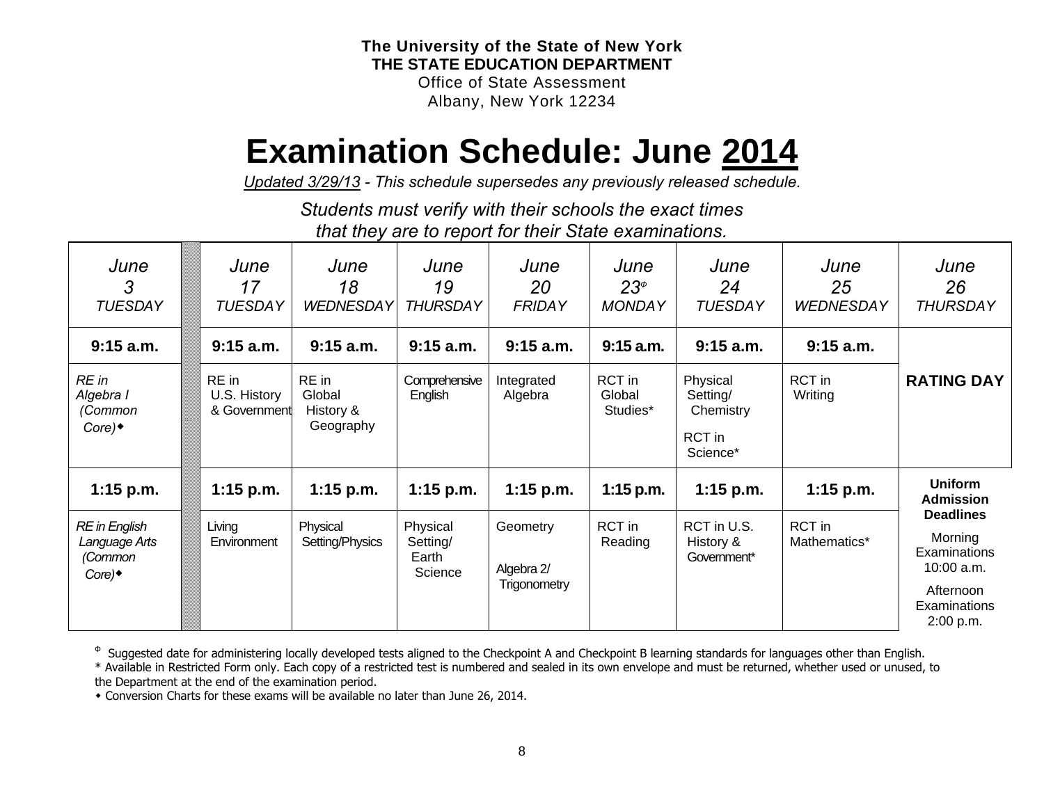**The University of the State of New York**
**THE STATE EDUCATION DEPARTMENT**
Office of State Assessment
Albany, New York 12234

# Examination Schedule: June 2014

*Updated 3/29/13 - This schedule supersedes any previously released schedule.*

*Students must verify with their schools the exact times that they are to report for their State examinations.*

| *June 3 TUESDAY* | *June 17 TUESDAY* | *June 18 WEDNESDAY* | *June 19 THURSDAY* | *June 20 FRIDAY* | *June 23Φ MONDAY* | *June 24 TUESDAY* | *June 25 WEDNESDAY* | *June 26 THURSDAY* |
|---|---|---|---|---|---|---|---|---|
| **9:15 a.m.** | **9:15 a.m.** | **9:15 a.m.** | **9:15 a.m.** | **9:15 a.m.** | **9:15 a.m.** | **9:15 a.m.** | **9:15 a.m.** | |
| *RE in Algebra I (Common Core)◆* | RE in U.S. History & Government | RE in Global History & Geography | Comprehensive English | Integrated Algebra | RCT in Global Studies* | Physical Setting/ Chemistry<br>RCT in Science* | RCT in Writing | **RATING DAY** |
| **1:15 p.m.** | **1:15 p.m.** | **1:15 p.m.** | **1:15 p.m.** | **1:15 p.m.** | **1:15 p.m.** | **1:15 p.m.** | **1:15 p.m.** | **Uniform Admission Deadlines** |
| *RE in English Language Arts (Common Core)◆* | Living Environment | Physical Setting/Physics | Physical Setting/ Earth Science | Geometry<br>Algebra 2/ Trigonometry | RCT in Reading | RCT in U.S. History & Government* | RCT in Mathematics* | Morning Examinations 10:00 a.m.<br>Afternoon Examinations 2:00 p.m. |

Φ Suggested date for administering locally developed tests aligned to the Checkpoint A and Checkpoint B learning standards for languages other than English.

* Available in Restricted Form only. Each copy of a restricted test is numbered and sealed in its own envelope and must be returned, whether used or unused, to the Department at the end of the examination period.

◆ Conversion Charts for these exams will be available no later than June 26, 2014.